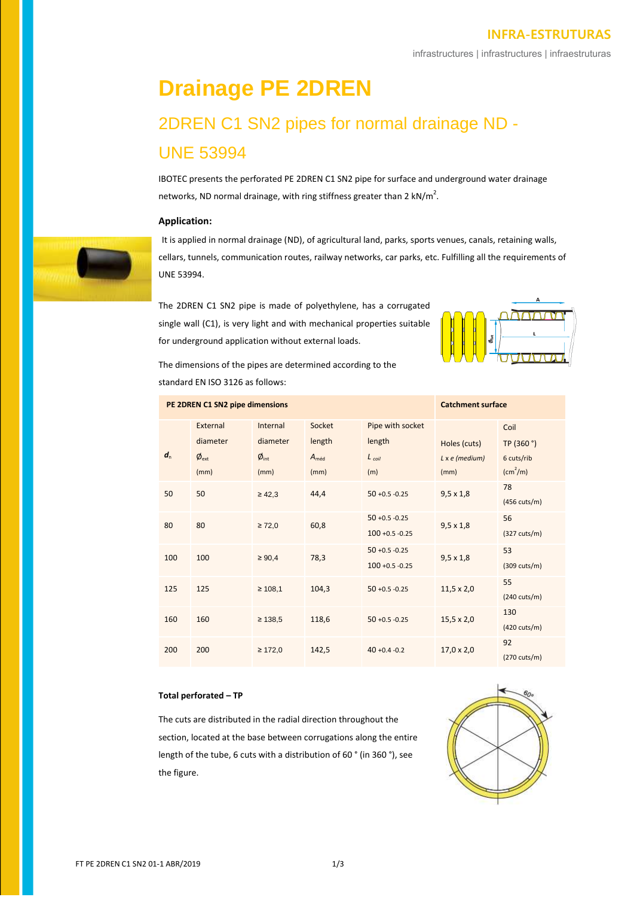# Drainage PE 2DREN

## 2DREN C1 SN2 pipes for normal drainage ND - UNE 53994

IBOTEC presents the perforated PE 2DREN C1 SN2 pipe for surface and underground water drainage networks, ND normal drainage, with ring stiffness greater than 2 kN/m$^2$.

### Application:

It is applied in normal drainage (ND), of agricultural land, parks, sports venues, canals, retaining walls, cellars, tunnels, communication routes, railway networks, car parks, etc. Fulfilling all the requirements of UNE 53994.

The 2DREN C1 SN2 pipe is made of polyethylene, has a corrugated single wall (C1), is very light and with mechanical properties suitable for underground application without external loads.

The dimensions of the pipes are determined according to the standard EN ISO 3126 as follows:

| PE 2DREN C1 SN2 pipe dimensions | | | | | Catchment surface | |
|---|---|---|---|---|---|---|
| $d_n$ | External diameter $Ø_{ext}$ (mm) | Internal diameter $Ø_{int}$ (mm) | Socket length $A_{méd}$ (mm) | Pipe with socket length $L_{coil}$ (m) | Holes (cuts) $L \times e$ (medium) (mm) | Coil TP (360 °) 6 cuts/rib (cm$^2$/m) |
| 50 | 50 | ≥ 42,3 | 44,4 | 50 +0.5 -0.25 | 9,5 x 1,8 | 78 (456 cuts/m) |
| 80 | 80 | ≥ 72,0 | 60,8 | 50 +0.5 -0.25<br>100 +0.5 -0.25 | 9,5 x 1,8 | 56 (327 cuts/m) |
| 100 | 100 | ≥ 90,4 | 78,3 | 50 +0.5 -0.25<br>100 +0.5 -0.25 | 9,5 x 1,8 | 53 (309 cuts/m) |
| 125 | 125 | ≥ 108,1 | 104,3 | 50 +0.5 -0.25 | 11,5 x 2,0 | 55 (240 cuts/m) |
| 160 | 160 | ≥ 138,5 | 118,6 | 50 +0.5 -0.25 | 15,5 x 2,0 | 130 (420 cuts/m) |
| 200 | 200 | ≥ 172,0 | 142,5 | 40 +0.4 -0.2 | 17,0 x 2,0 | 92 (270 cuts/m) |

**Total perforated – TP**

The cuts are distributed in the radial direction throughout the section, located at the base between corrugations along the entire length of the tube, 6 cuts with a distribution of 60 ° (in 360 °), see the figure.

FT PE 2DREN C1 SN2 01-1 ABR/2019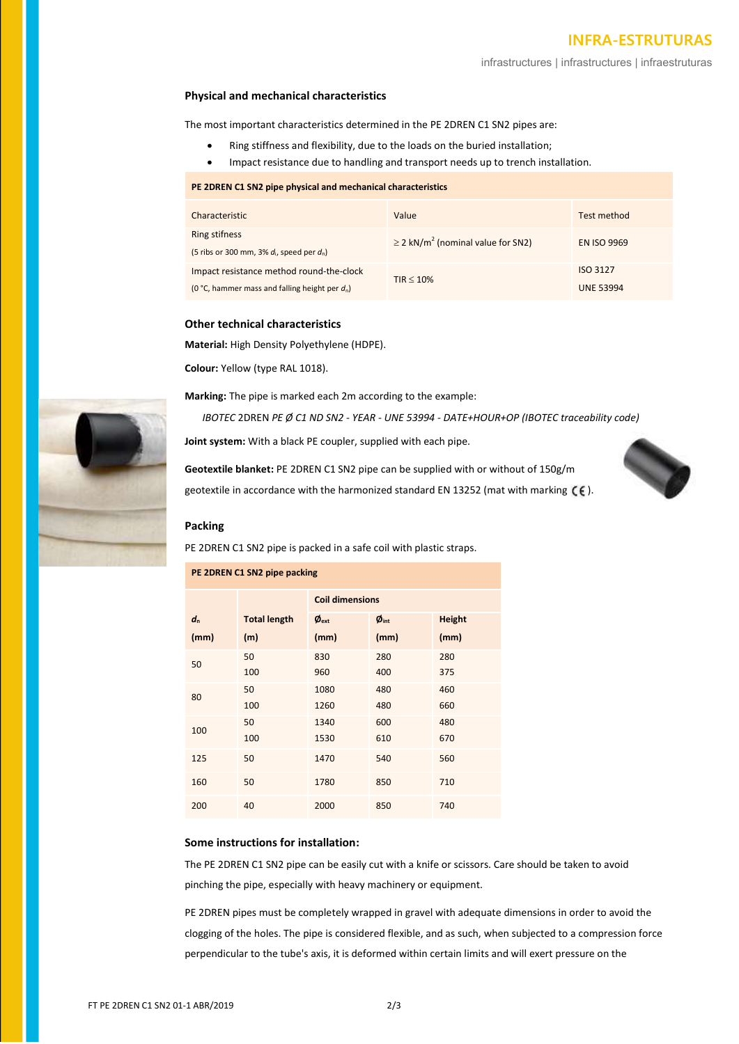## Physical and mechanical characteristics

The most important characteristics determined in the PE 2DREN C1 SN2 pipes are:

- Ring stiffness and flexibility, due to the loads on the buried installation;
- Impact resistance due to handling and transport needs up to trench installation.

| **PE 2DREN C1 SN2 pipe physical and mechanical characteristics** | | |
|---|---|---|
| Characteristic | Value | Test method |
| Ring stifness (5 ribs or 300 mm, 3% $d_i$, speed per $d_n$) | ≥ 2 kN/m$^2$ (nominal value for SN2) | EN ISO 9969 |
| Impact resistance method round-the-clock (0 °C, hammer mass and falling height per $d_n$) | TIR ≤ 10% | ISO 3127<br>UNE 53994 |

## Other technical characteristics

**Material:** High Density Polyethylene (HDPE).

**Colour:** Yellow (type RAL 1018).

**Marking:** The pipe is marked each 2m according to the example:

*IBOTEC* 2DREN *PE Ø C1 ND SN2 - YEAR - UNE 53994 - DATE+HOUR+OP (IBOTEC traceability code)*

**Joint system:** With a black PE coupler, supplied with each pipe.

**Geotextile blanket:** PE 2DREN C1 SN2 pipe can be supplied with or without of 150g/m geotextile in accordance with the harmonized standard EN 13252 (mat with marking CE).

## Packing

PE 2DREN C1 SN2 pipe is packed in a safe coil with plastic straps.

| **PE 2DREN C1 SN2 pipe packing** | | | | |
|---|---|---|---|---|
| | | **Coil dimensions** | | |
| **$d_n$ (mm)** | **Total length (m)** | **$Ø_{ext}$ (mm)** | **$Ø_{int}$ (mm)** | **Height (mm)** |
| 50 | 50 | 830 | 280 | 280 |
| | 100 | 960 | 400 | 375 |
| 80 | 50 | 1080 | 480 | 460 |
| | 100 | 1260 | 480 | 660 |
| 100 | 50 | 1340 | 600 | 480 |
| | 100 | 1530 | 610 | 670 |
| 125 | 50 | 1470 | 540 | 560 |
| 160 | 50 | 1780 | 850 | 710 |
| 200 | 40 | 2000 | 850 | 740 |

## Some instructions for installation:

The PE 2DREN C1 SN2 pipe can be easily cut with a knife or scissors. Care should be taken to avoid pinching the pipe, especially with heavy machinery or equipment.

PE 2DREN pipes must be completely wrapped in gravel with adequate dimensions in order to avoid the clogging of the holes. The pipe is considered flexible, and as such, when subjected to a compression force perpendicular to the tube's axis, it is deformed within certain limits and will exert pressure on the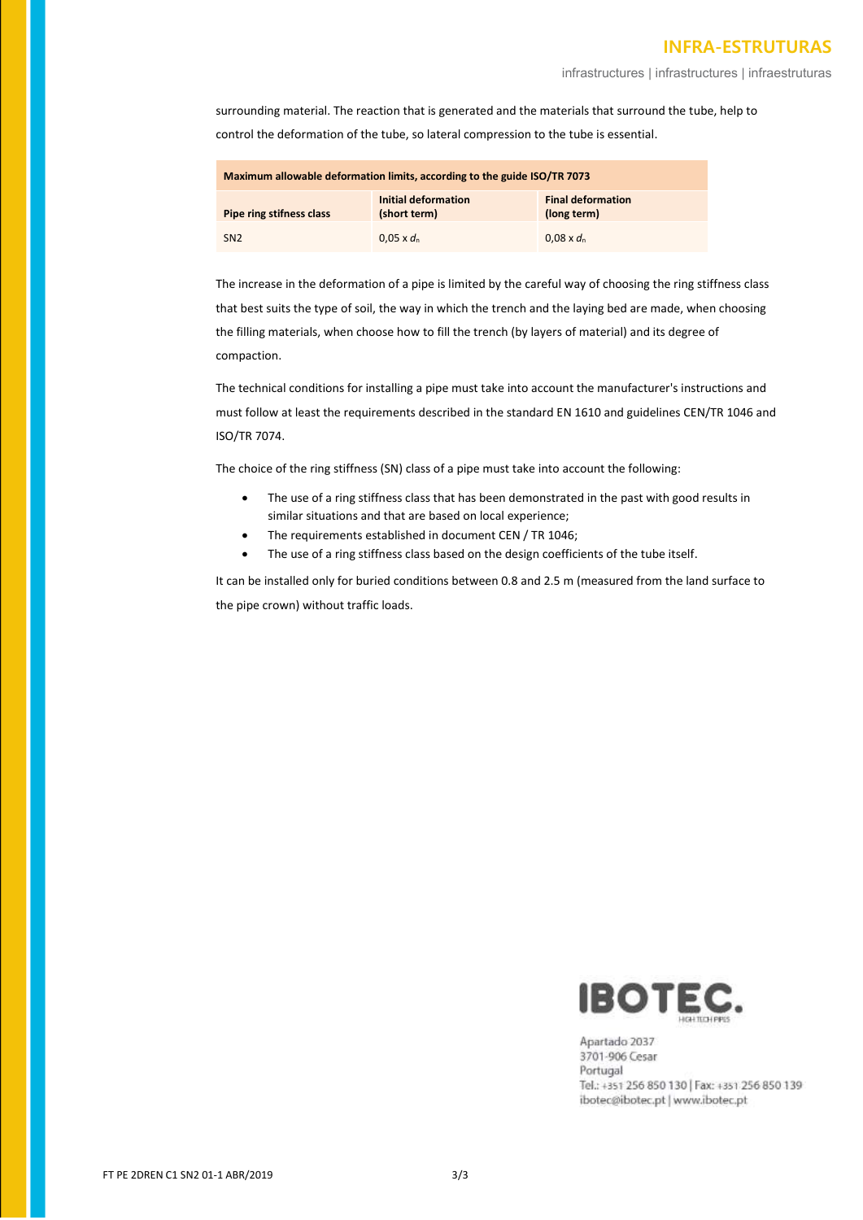surrounding material. The reaction that is generated and the materials that surround the tube, help to control the deformation of the tube, so lateral compression to the tube is essential.

| Maximum allowable deformation limits, according to the guide ISO/TR 7073 | | |
|---|---|---|
| **Pipe ring stifness class** | **Initial deformation (short term)** | **Final deformation (long term)** |
| SN2 | 0,05 x $d_n$ | 0,08 x $d_n$ |

The increase in the deformation of a pipe is limited by the careful way of choosing the ring stiffness class that best suits the type of soil, the way in which the trench and the laying bed are made, when choosing the filling materials, when choose how to fill the trench (by layers of material) and its degree of compaction.

The technical conditions for installing a pipe must take into account the manufacturer's instructions and must follow at least the requirements described in the standard EN 1610 and guidelines CEN/TR 1046 and ISO/TR 7074.

The choice of the ring stiffness (SN) class of a pipe must take into account the following:

- The use of a ring stiffness class that has been demonstrated in the past with good results in similar situations and that are based on local experience;
- The requirements established in document CEN / TR 1046;
- The use of a ring stiffness class based on the design coefficients of the tube itself.

It can be installed only for buried conditions between 0.8 and 2.5 m (measured from the land surface to the pipe crown) without traffic loads.

IBOTEC.
HIGH TECH PIPES

Apartado 2037
3701-906 Cesar
Portugal
Tel.: +351 256 850 130 | Fax: +351 256 850 139
ibotec@ibotec.pt | www.ibotec.pt